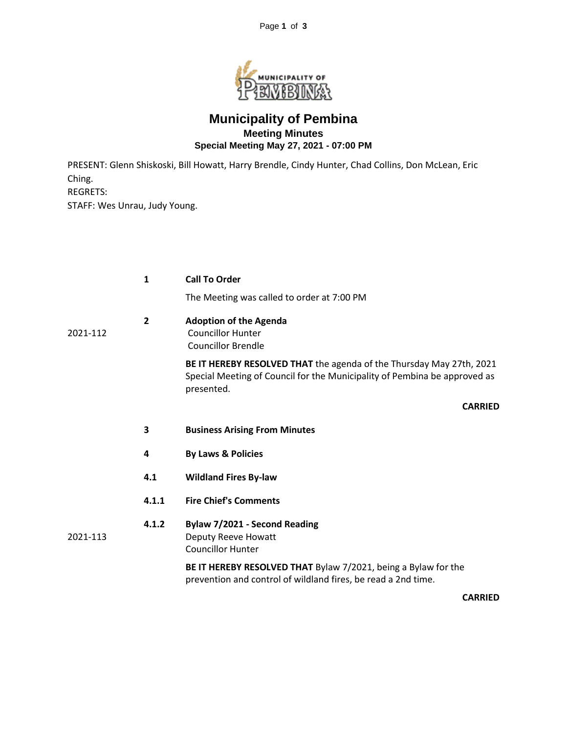# Municipality of Pembina

## Meeting Minutes

### Special Meeting May 27, 2021 - 07:00 PM

PRESENT: Glenn Shiskoski, Bill Howatt, Harry Brendle, Cindy Hunter, Chad Collins, Don McLean, Eric Ching.
REGRETS:
STAFF: Wes Unrau, Judy Young.

**1 Call To Order**

The Meeting was called to order at 7:00 PM

**2 Adoption of the Agenda**

2021-112
Councillor Hunter
Councillor Brendle

**BE IT HEREBY RESOLVED THAT** the agenda of the Thursday May 27th, 2021 Special Meeting of Council for the Municipality of Pembina be approved as presented.

**CARRIED**

**3 Business Arising From Minutes**

**4 By Laws & Policies**

**4.1 Wildland Fires By-law**

**4.1.1 Fire Chief's Comments**

**4.1.2 Bylaw 7/2021 - Second Reading**

2021-113
Deputy Reeve Howatt
Councillor Hunter

**BE IT HEREBY RESOLVED THAT** Bylaw 7/2021, being a Bylaw for the prevention and control of wildland fires, be read a 2nd time.

**CARRIED**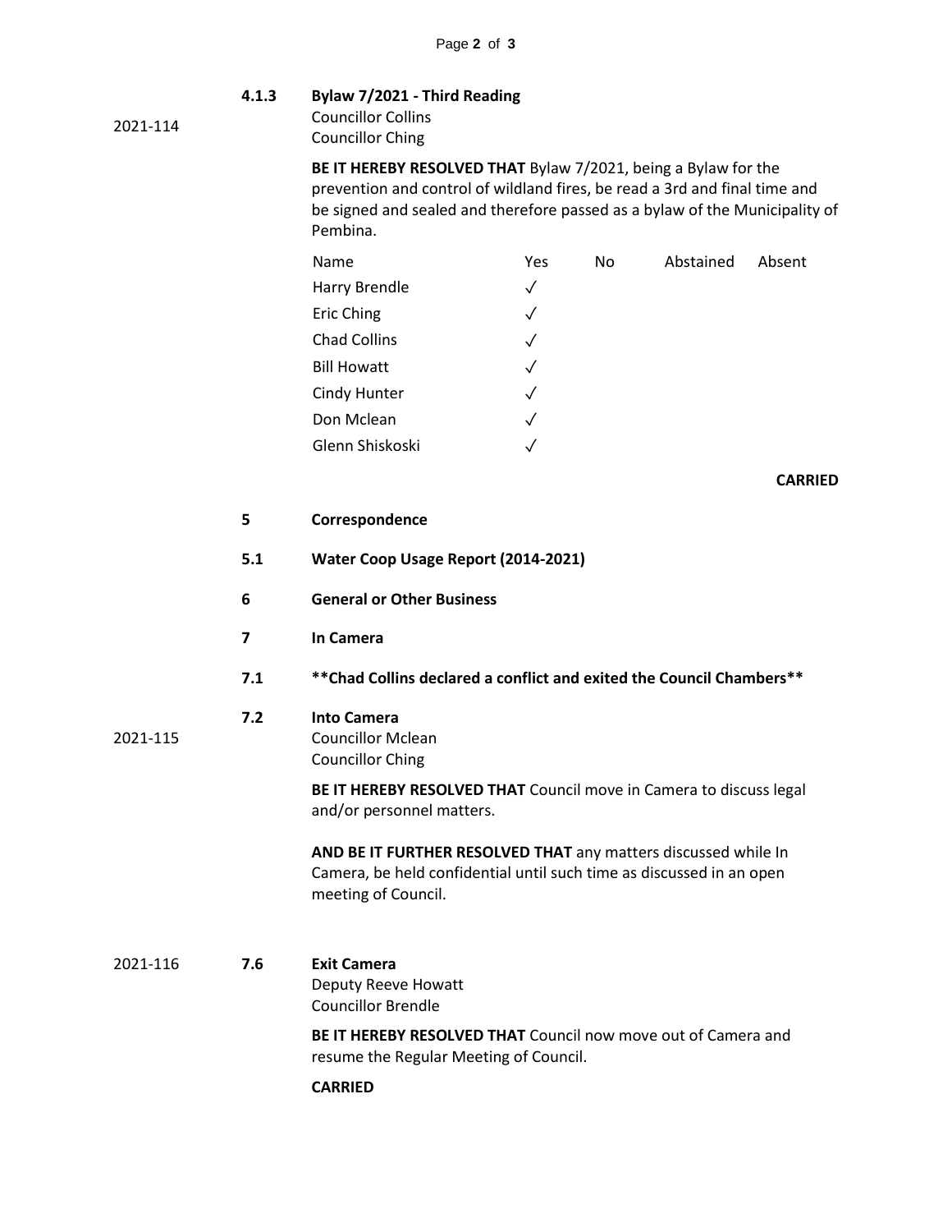2021-114

**4.1.3 Bylaw 7/2021 - Third Reading**
Councillor Collins
Councillor Ching

**BE IT HEREBY RESOLVED THAT** Bylaw 7/2021, being a Bylaw for the prevention and control of wildland fires, be read a 3rd and final time and be signed and sealed and therefore passed as a bylaw of the Municipality of Pembina.

| Name | Yes | No | Abstained | Absent |
|---|---|---|---|---|
| Harry Brendle | ✓ | | | |
| Eric Ching | ✓ | | | |
| Chad Collins | ✓ | | | |
| Bill Howatt | ✓ | | | |
| Cindy Hunter | ✓ | | | |
| Don Mclean | ✓ | | | |
| Glenn Shiskoski | ✓ | | | |

**CARRIED**

**5 Correspondence**

**5.1 Water Coop Usage Report (2014-2021)**

**6 General or Other Business**

**7 In Camera**

**7.1 \*\*Chad Collins declared a conflict and exited the Council Chambers\*\***

2021-115

**7.2 Into Camera**
Councillor Mclean
Councillor Ching

**BE IT HEREBY RESOLVED THAT** Council move in Camera to discuss legal and/or personnel matters.

**AND BE IT FURTHER RESOLVED THAT** any matters discussed while In Camera, be held confidential until such time as discussed in an open meeting of Council.

2021-116

**7.6 Exit Camera**
Deputy Reeve Howatt
Councillor Brendle

**BE IT HEREBY RESOLVED THAT** Council now move out of Camera and resume the Regular Meeting of Council.

**CARRIED**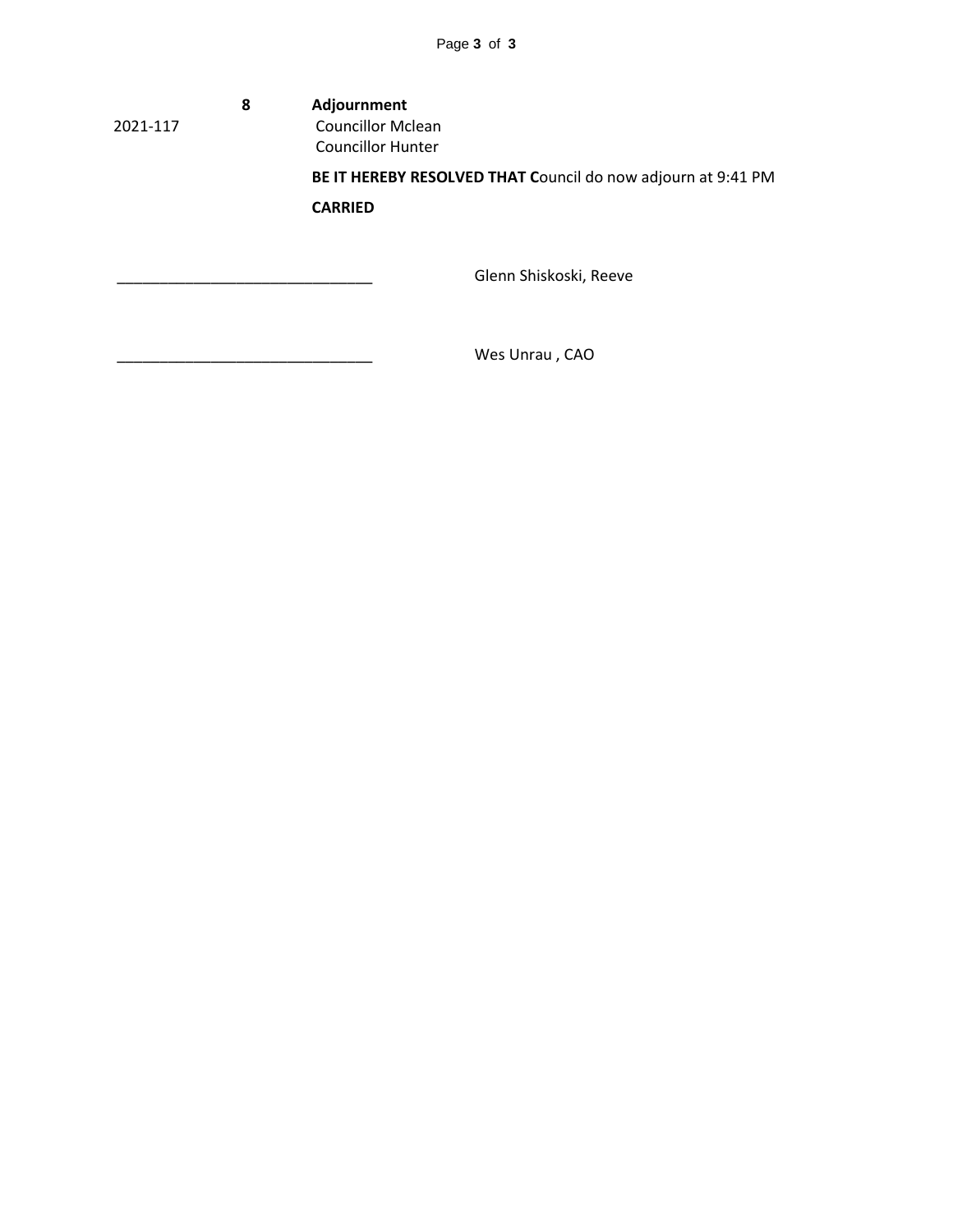**8 Adjournment**

2021-117 Councillor Mclean
Councillor Hunter

**BE IT HEREBY RESOLVED THAT C**ouncil do now adjourn at 9:41 PM

**CARRIED**

______________________________ Glenn Shiskoski, Reeve

______________________________ Wes Unrau , CAO